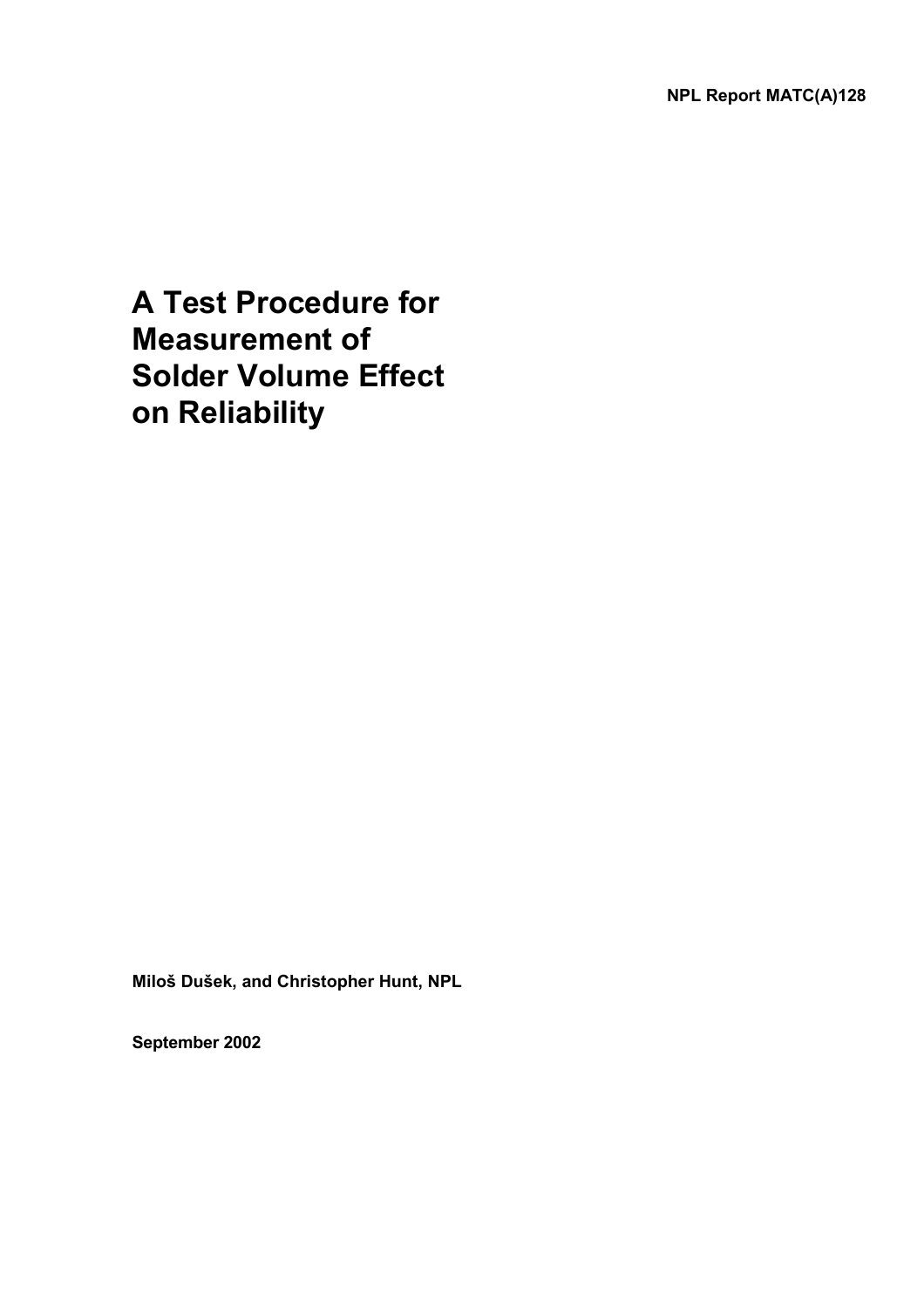NPL Report MATC(A)128

# A Test Procedure for Measurement of Solder Volume Effect on Reliability

**Miloš Dušek, and Christopher Hunt, NPL**

**September 2002**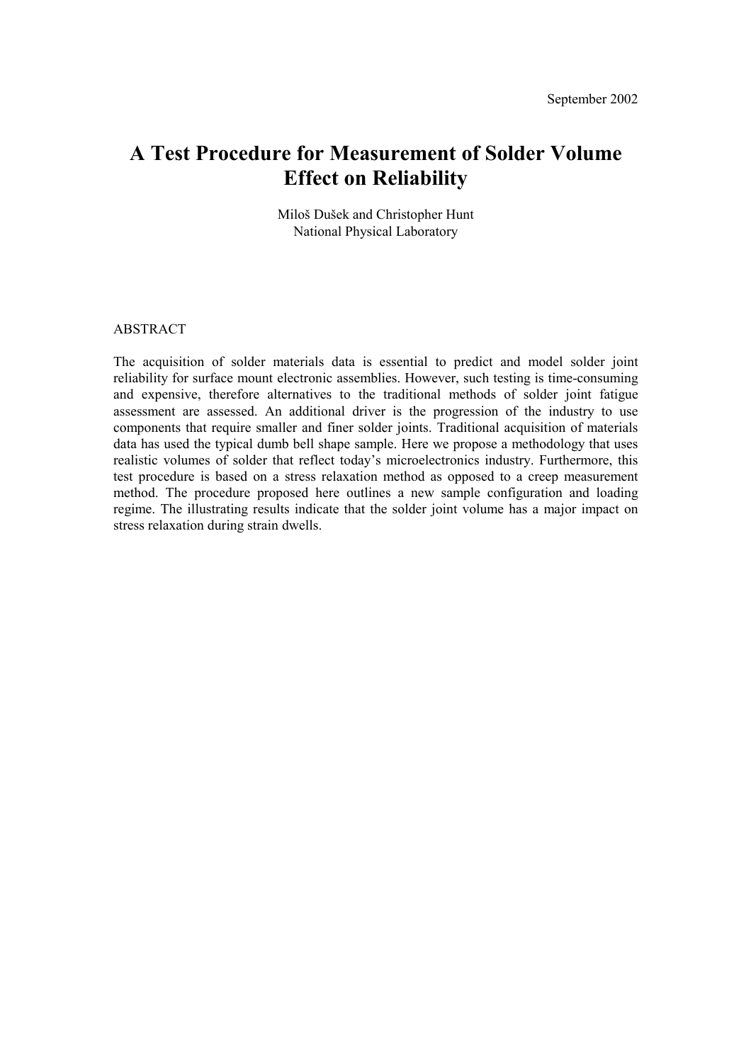September 2002

# A Test Procedure for Measurement of Solder Volume Effect on Reliability

Miloš Dušek and Christopher Hunt
National Physical Laboratory

ABSTRACT

The acquisition of solder materials data is essential to predict and model solder joint reliability for surface mount electronic assemblies. However, such testing is time-consuming and expensive, therefore alternatives to the traditional methods of solder joint fatigue assessment are assessed. An additional driver is the progression of the industry to use components that require smaller and finer solder joints. Traditional acquisition of materials data has used the typical dumb bell shape sample. Here we propose a methodology that uses realistic volumes of solder that reflect today's microelectronics industry. Furthermore, this test procedure is based on a stress relaxation method as opposed to a creep measurement method. The procedure proposed here outlines a new sample configuration and loading regime. The illustrating results indicate that the solder joint volume has a major impact on stress relaxation during strain dwells.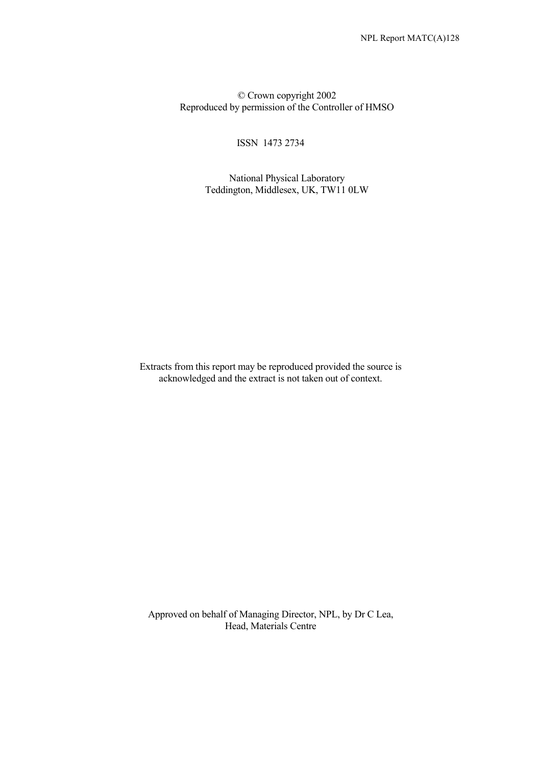© Crown copyright 2002
Reproduced by permission of the Controller of HMSO

ISSN 1473 2734

National Physical Laboratory
Teddington, Middlesex, UK, TW11 0LW

Extracts from this report may be reproduced provided the source is acknowledged and the extract is not taken out of context.

Approved on behalf of Managing Director, NPL, by Dr C Lea,
Head, Materials Centre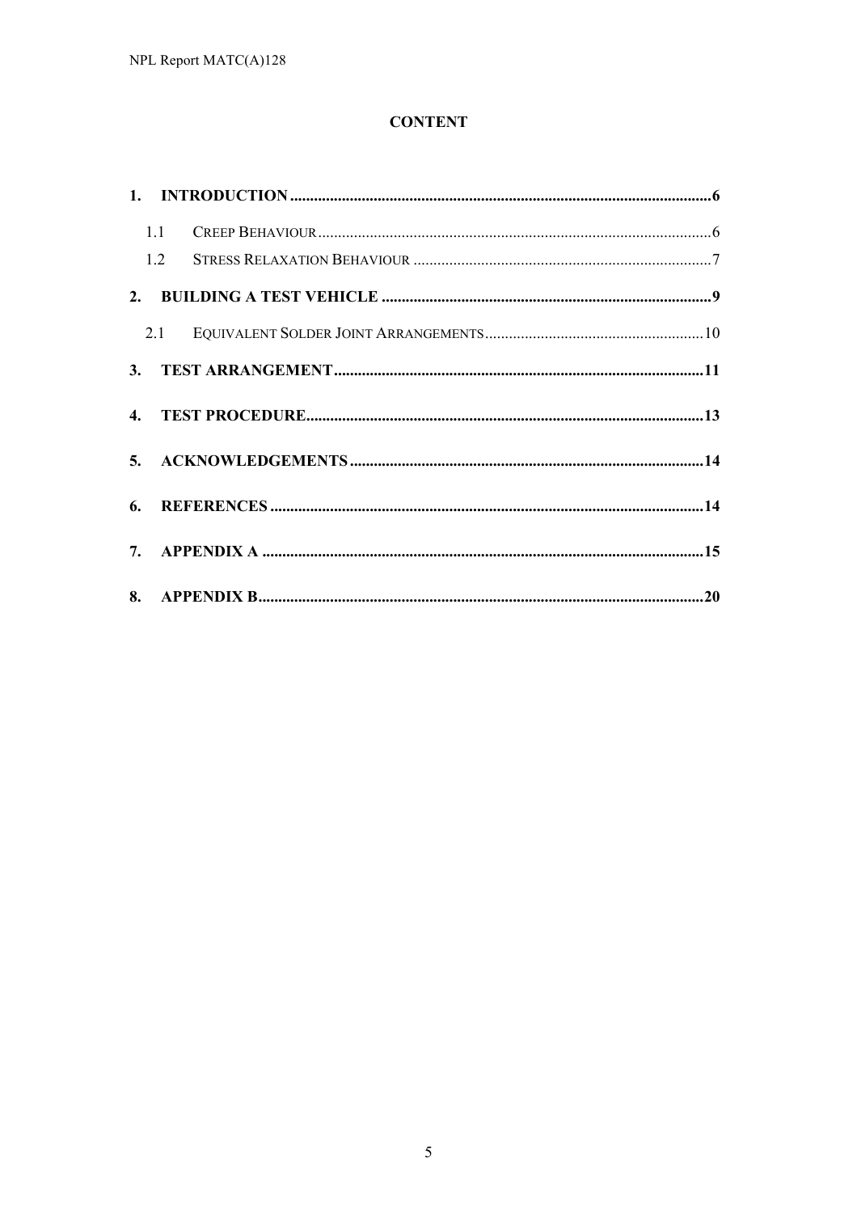## CONTENT

**1. INTRODUCTION** ............................................................ **6**

1.1 Creep Behaviour ............................................................ 6

1.2 Stress Relaxation Behaviour ............................................................ 7

**2. BUILDING A TEST VEHICLE** ............................................................ **9**

2.1 Equivalent Solder Joint Arrangements ............................................................ 10

**3. TEST ARRANGEMENT** ............................................................ **11**

**4. TEST PROCEDURE** ............................................................ **13**

**5. ACKNOWLEDGEMENTS** ............................................................ **14**

**6. REFERENCES** ............................................................ **14**

**7. APPENDIX A** ............................................................ **15**

**8. APPENDIX B** ............................................................ **20**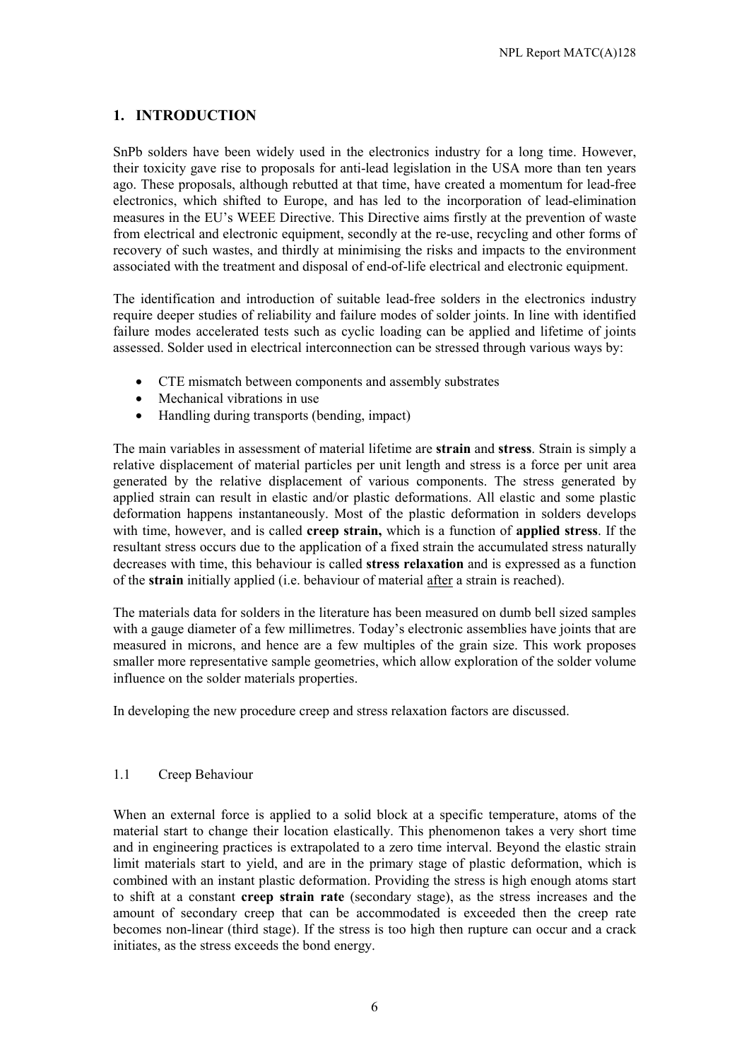# 1. INTRODUCTION

SnPb solders have been widely used in the electronics industry for a long time. However, their toxicity gave rise to proposals for anti-lead legislation in the USA more than ten years ago. These proposals, although rebutted at that time, have created a momentum for lead-free electronics, which shifted to Europe, and has led to the incorporation of lead-elimination measures in the EU's WEEE Directive. This Directive aims firstly at the prevention of waste from electrical and electronic equipment, secondly at the re-use, recycling and other forms of recovery of such wastes, and thirdly at minimising the risks and impacts to the environment associated with the treatment and disposal of end-of-life electrical and electronic equipment.

The identification and introduction of suitable lead-free solders in the electronics industry require deeper studies of reliability and failure modes of solder joints. In line with identified failure modes accelerated tests such as cyclic loading can be applied and lifetime of joints assessed. Solder used in electrical interconnection can be stressed through various ways by:

- CTE mismatch between components and assembly substrates
- Mechanical vibrations in use
- Handling during transports (bending, impact)

The main variables in assessment of material lifetime are **strain** and **stress**. Strain is simply a relative displacement of material particles per unit length and stress is a force per unit area generated by the relative displacement of various components. The stress generated by applied strain can result in elastic and/or plastic deformations. All elastic and some plastic deformation happens instantaneously. Most of the plastic deformation in solders develops with time, however, and is called **creep strain,** which is a function of **applied stress**. If the resultant stress occurs due to the application of a fixed strain the accumulated stress naturally decreases with time, this behaviour is called **stress relaxation** and is expressed as a function of the **strain** initially applied (i.e. behaviour of material <u>after</u> a strain is reached).

The materials data for solders in the literature has been measured on dumb bell sized samples with a gauge diameter of a few millimetres. Today's electronic assemblies have joints that are measured in microns, and hence are a few multiples of the grain size. This work proposes smaller more representative sample geometries, which allow exploration of the solder volume influence on the solder materials properties.

In developing the new procedure creep and stress relaxation factors are discussed.

## 1.1 Creep Behaviour

When an external force is applied to a solid block at a specific temperature, atoms of the material start to change their location elastically. This phenomenon takes a very short time and in engineering practices is extrapolated to a zero time interval. Beyond the elastic strain limit materials start to yield, and are in the primary stage of plastic deformation, which is combined with an instant plastic deformation. Providing the stress is high enough atoms start to shift at a constant **creep strain rate** (secondary stage), as the stress increases and the amount of secondary creep that can be accommodated is exceeded then the creep rate becomes non-linear (third stage). If the stress is too high then rupture can occur and a crack initiates, as the stress exceeds the bond energy.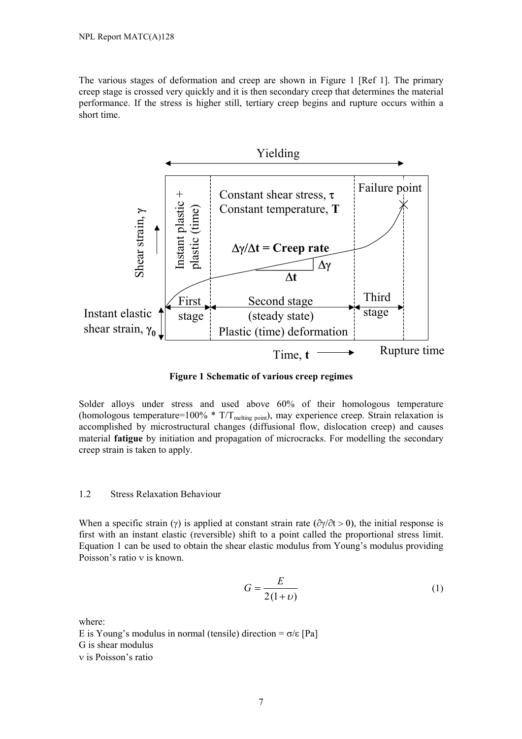The various stages of deformation and creep are shown in Figure 1 [Ref 1]. The primary creep stage is crossed very quickly and it is then secondary creep that determines the material performance. If the stress is higher still, tertiary creep begins and rupture occurs within a short time.

**Figure 1 Schematic of various creep regimes**

Solder alloys under stress and used above 60% of their homologous temperature (homologous temperature=100% * $T/T_{melting\ point}$), may experience creep. Strain relaxation is accomplished by microstructural changes (diffusional flow, dislocation creep) and causes material **fatigue** by initiation and propagation of microcracks. For modelling the secondary creep strain is taken to apply.

### 1.2 Stress Relaxation Behaviour

When a specific strain ($\gamma$) is applied at constant strain rate ($\partial\gamma/\partial t > 0$), the initial response is first with an instant elastic (reversible) shift to a point called the proportional stress limit. Equation 1 can be used to obtain the shear elastic modulus from Young's modulus providing Poisson's ratio $\nu$ is known.

$$G = \frac{E}{2(1+\upsilon)} \tag{1}$$

where:
E is Young's modulus in normal (tensile) direction = $\sigma/\varepsilon$ [Pa]
G is shear modulus
$\nu$ is Poisson's ratio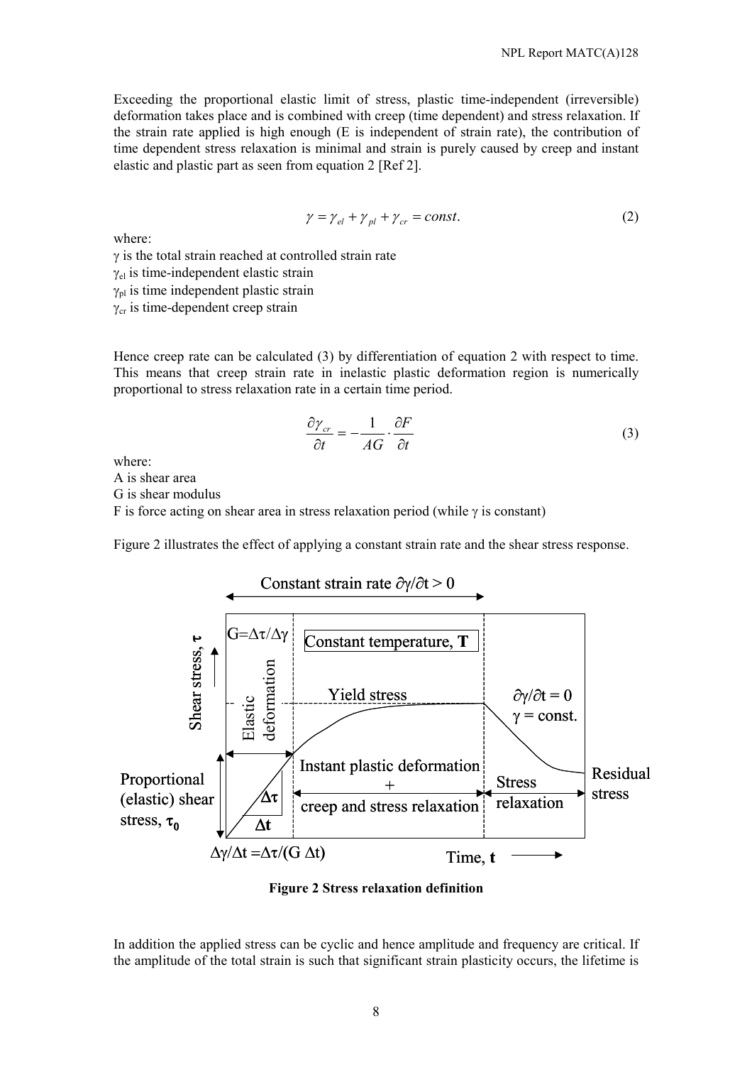Exceeding the proportional elastic limit of stress, plastic time-independent (irreversible) deformation takes place and is combined with creep (time dependent) and stress relaxation. If the strain rate applied is high enough (E is independent of strain rate), the contribution of time dependent stress relaxation is minimal and strain is purely caused by creep and instant elastic and plastic part as seen from equation 2 [Ref 2].

$$\gamma = \gamma_{el} + \gamma_{pl} + \gamma_{cr} = const. \tag{2}$$

where:

$\gamma$ is the total strain reached at controlled strain rate  
$\gamma_{el}$ is time-independent elastic strain  
$\gamma_{pl}$ is time independent plastic strain  
$\gamma_{cr}$ is time-dependent creep strain

Hence creep rate can be calculated (3) by differentiation of equation 2 with respect to time. This means that creep strain rate in inelastic plastic deformation region is numerically proportional to stress relaxation rate in a certain time period.

$$\frac{\partial \gamma_{cr}}{\partial t} = -\frac{1}{AG} \cdot \frac{\partial F}{\partial t} \tag{3}$$

where:

A is shear area  
G is shear modulus  
F is force acting on shear area in stress relaxation period (while $\gamma$ is constant)

Figure 2 illustrates the effect of applying a constant strain rate and the shear stress response.

**Figure 2 Stress relaxation definition**

In addition the applied stress can be cyclic and hence amplitude and frequency are critical. If the amplitude of the total strain is such that significant strain plasticity occurs, the lifetime is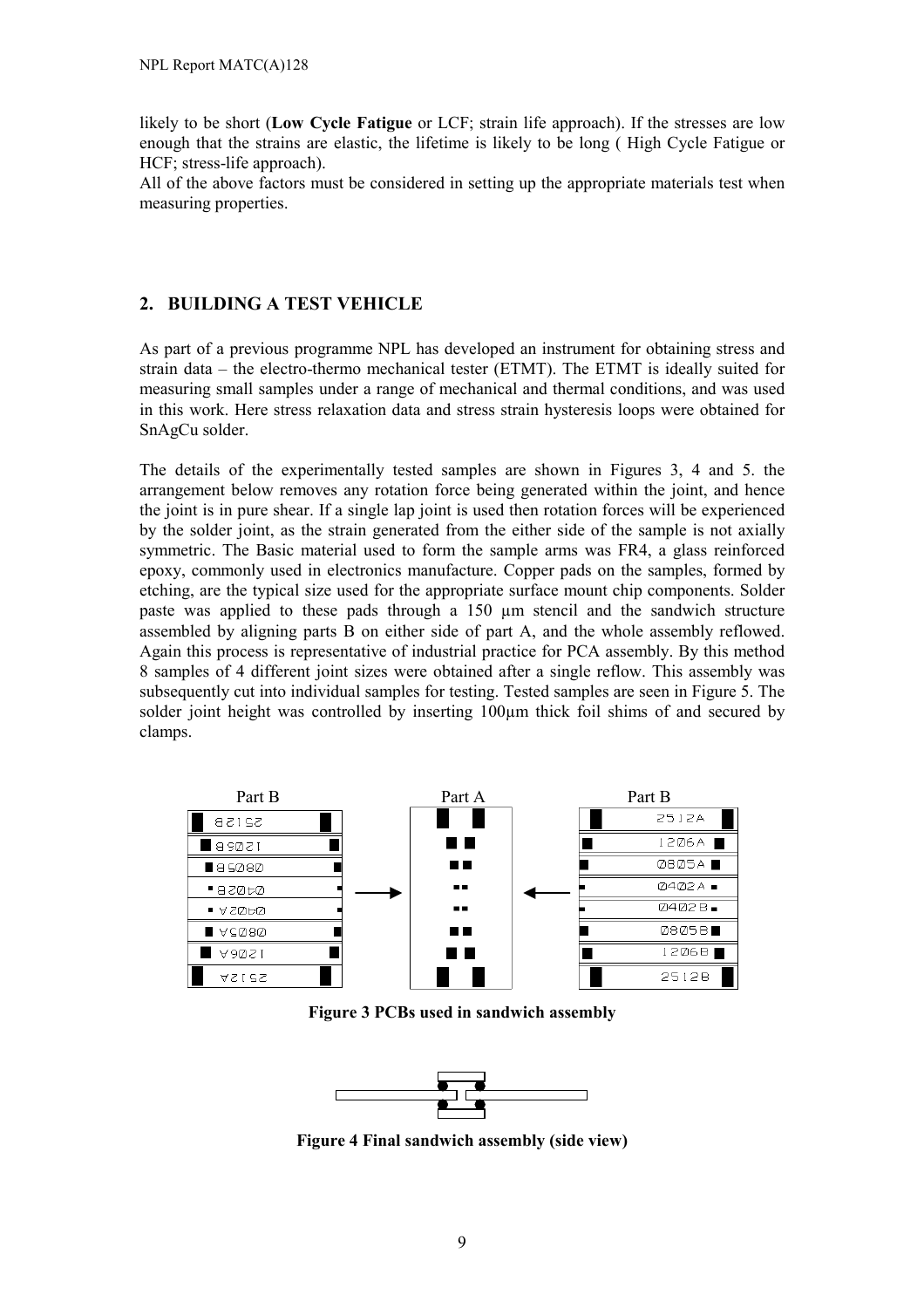likely to be short (**Low Cycle Fatigue** or LCF; strain life approach). If the stresses are low enough that the strains are elastic, the lifetime is likely to be long ( High Cycle Fatigue or HCF; stress-life approach).
All of the above factors must be considered in setting up the appropriate materials test when measuring properties.

## 2. BUILDING A TEST VEHICLE

As part of a previous programme NPL has developed an instrument for obtaining stress and strain data – the electro-thermo mechanical tester (ETMT). The ETMT is ideally suited for measuring small samples under a range of mechanical and thermal conditions, and was used in this work. Here stress relaxation data and stress strain hysteresis loops were obtained for SnAgCu solder.

The details of the experimentally tested samples are shown in Figures 3, 4 and 5. the arrangement below removes any rotation force being generated within the joint, and hence the joint is in pure shear. If a single lap joint is used then rotation forces will be experienced by the solder joint, as the strain generated from the either side of the sample is not axially symmetric. The Basic material used to form the sample arms was FR4, a glass reinforced epoxy, commonly used in electronics manufacture. Copper pads on the samples, formed by etching, are the typical size used for the appropriate surface mount chip components. Solder paste was applied to these pads through a 150 µm stencil and the sandwich structure assembled by aligning parts B on either side of part A, and the whole assembly reflowed. Again this process is representative of industrial practice for PCA assembly. By this method 8 samples of 4 different joint sizes were obtained after a single reflow. This assembly was subsequently cut into individual samples for testing. Tested samples are seen in Figure 5. The solder joint height was controlled by inserting 100µm thick foil shims of and secured by clamps.

**Figure 3 PCBs used in sandwich assembly**

**Figure 4 Final sandwich assembly (side view)**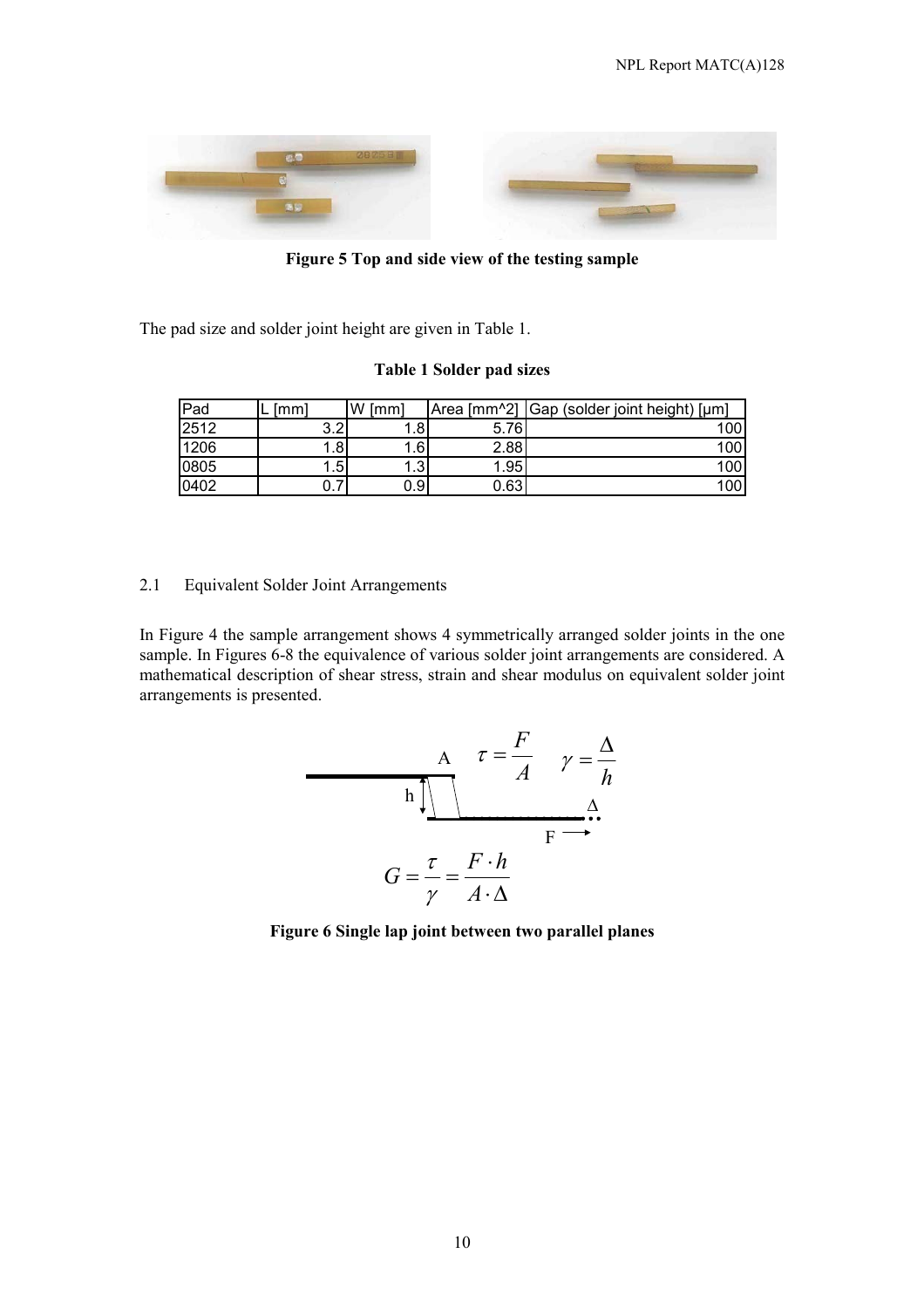Figure 5 Top and side view of the testing sample

The pad size and solder joint height are given in Table 1.

**Table 1 Solder pad sizes**

| Pad | L [mm] | W [mm] | Area [mm^2] | Gap (solder joint height) [µm] |
|---|---|---|---|---|
| 2512 | 3.2 | 1.8 | 5.76 | 100 |
| 1206 | 1.8 | 1.6 | 2.88 | 100 |
| 0805 | 1.5 | 1.3 | 1.95 | 100 |
| 0402 | 0.7 | 0.9 | 0.63 | 100 |

## 2.1 Equivalent Solder Joint Arrangements

In Figure 4 the sample arrangement shows 4 symmetrically arranged solder joints in the one sample. In Figures 6-8 the equivalence of various solder joint arrangements are considered. A mathematical description of shear stress, strain and shear modulus on equivalent solder joint arrangements is presented.

$$\tau = \frac{F}{A} \qquad \gamma = \frac{\Delta}{h}$$

$$G = \frac{\tau}{\gamma} = \frac{F \cdot h}{A \cdot \Delta}$$

**Figure 6 Single lap joint between two parallel planes**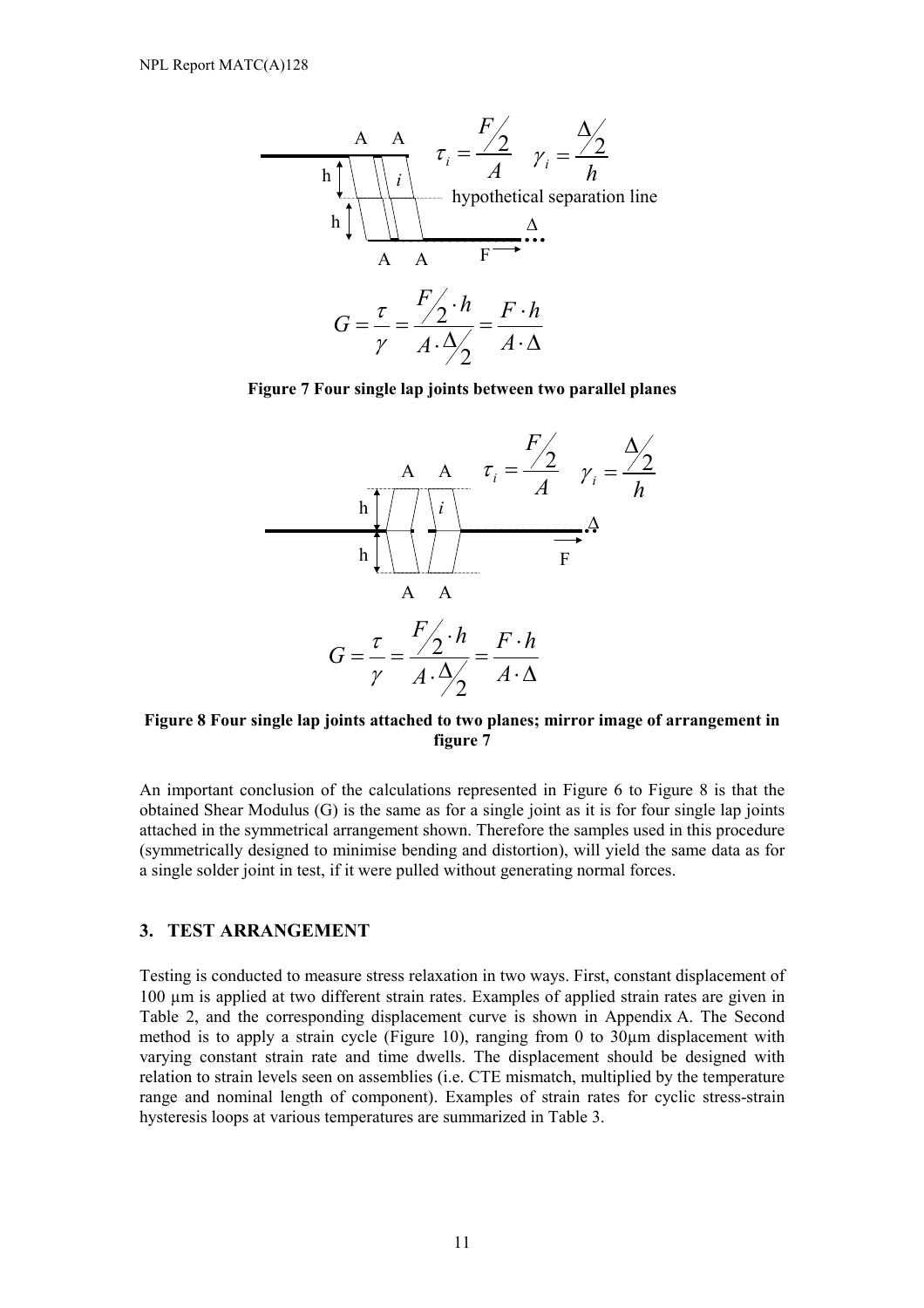$$\tau_i = \frac{F/2}{A} \quad \gamma_i = \frac{\Delta/2}{h}$$

$$G = \frac{\tau}{\gamma} = \frac{F/2 \cdot h}{A \cdot \Delta/2} = \frac{F \cdot h}{A \cdot \Delta}$$

**Figure 7 Four single lap joints between two parallel planes**

$$\tau_i = \frac{F/2}{A} \quad \gamma_i = \frac{\Delta/2}{h}$$

$$G = \frac{\tau}{\gamma} = \frac{F/2 \cdot h}{A \cdot \Delta/2} = \frac{F \cdot h}{A \cdot \Delta}$$

**Figure 8 Four single lap joints attached to two planes; mirror image of arrangement in figure 7**

An important conclusion of the calculations represented in Figure 6 to Figure 8 is that the obtained Shear Modulus (G) is the same as for a single joint as it is for four single lap joints attached in the symmetrical arrangement shown. Therefore the samples used in this procedure (symmetrically designed to minimise bending and distortion), will yield the same data as for a single solder joint in test, if it were pulled without generating normal forces.

## 3. TEST ARRANGEMENT

Testing is conducted to measure stress relaxation in two ways. First, constant displacement of 100 µm is applied at two different strain rates. Examples of applied strain rates are given in Table 2, and the corresponding displacement curve is shown in Appendix A. The Second method is to apply a strain cycle (Figure 10), ranging from 0 to 30µm displacement with varying constant strain rate and time dwells. The displacement should be designed with relation to strain levels seen on assemblies (i.e. CTE mismatch, multiplied by the temperature range and nominal length of component). Examples of strain rates for cyclic stress-strain hysteresis loops at various temperatures are summarized in Table 3.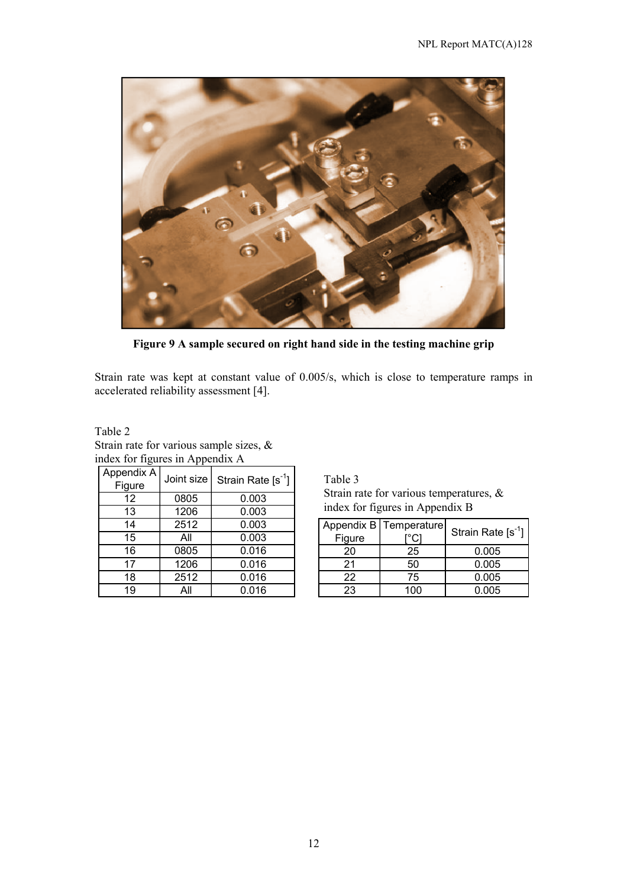**Figure 9 A sample secured on right hand side in the testing machine grip**

Strain rate was kept at constant value of 0.005/s, which is close to temperature ramps in accelerated reliability assessment [4].

Table 2
Strain rate for various sample sizes, & index for figures in Appendix A

| Appendix A Figure | Joint size | Strain Rate [$s^{-1}$] |
|---|---|---|
| 12 | 0805 | 0.003 |
| 13 | 1206 | 0.003 |
| 14 | 2512 | 0.003 |
| 15 | All | 0.003 |
| 16 | 0805 | 0.016 |
| 17 | 1206 | 0.016 |
| 18 | 2512 | 0.016 |
| 19 | All | 0.016 |

Table 3
Strain rate for various temperatures, & index for figures in Appendix B

| Appendix B Figure | Temperature [°C] | Strain Rate [$s^{-1}$] |
|---|---|---|
| 20 | 25 | 0.005 |
| 21 | 50 | 0.005 |
| 22 | 75 | 0.005 |
| 23 | 100 | 0.005 |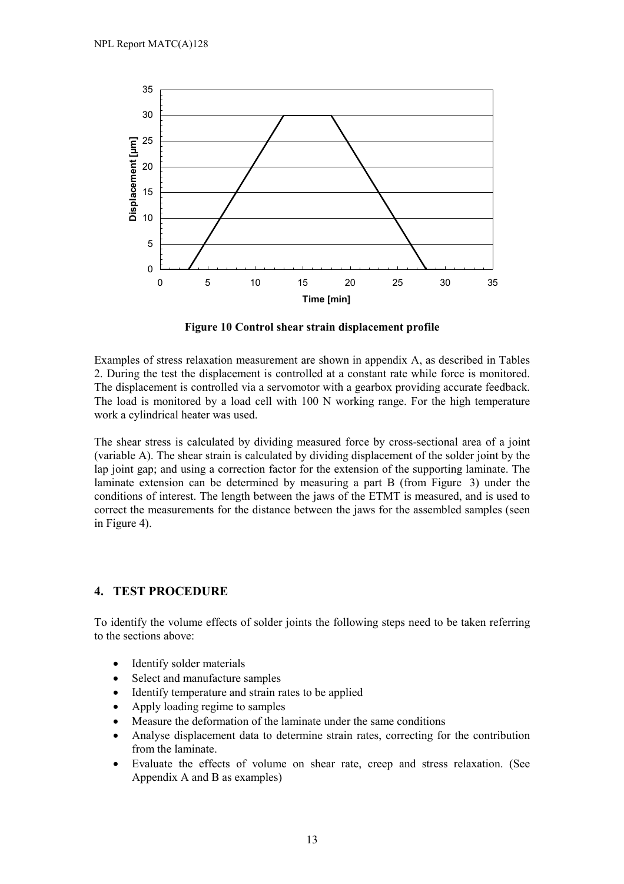**Figure 10 Control shear strain displacement profile**

Examples of stress relaxation measurement are shown in appendix A, as described in Tables 2. During the test the displacement is controlled at a constant rate while force is monitored. The displacement is controlled via a servomotor with a gearbox providing accurate feedback. The load is monitored by a load cell with 100 N working range. For the high temperature work a cylindrical heater was used.

The shear stress is calculated by dividing measured force by cross-sectional area of a joint (variable A). The shear strain is calculated by dividing displacement of the solder joint by the lap joint gap; and using a correction factor for the extension of the supporting laminate. The laminate extension can be determined by measuring a part B (from Figure 3) under the conditions of interest. The length between the jaws of the ETMT is measured, and is used to correct the measurements for the distance between the jaws for the assembled samples (seen in Figure 4).

## 4. TEST PROCEDURE

To identify the volume effects of solder joints the following steps need to be taken referring to the sections above:

- Identify solder materials
- Select and manufacture samples
- Identify temperature and strain rates to be applied
- Apply loading regime to samples
- Measure the deformation of the laminate under the same conditions
- Analyse displacement data to determine strain rates, correcting for the contribution from the laminate.
- Evaluate the effects of volume on shear rate, creep and stress relaxation. (See Appendix A and B as examples)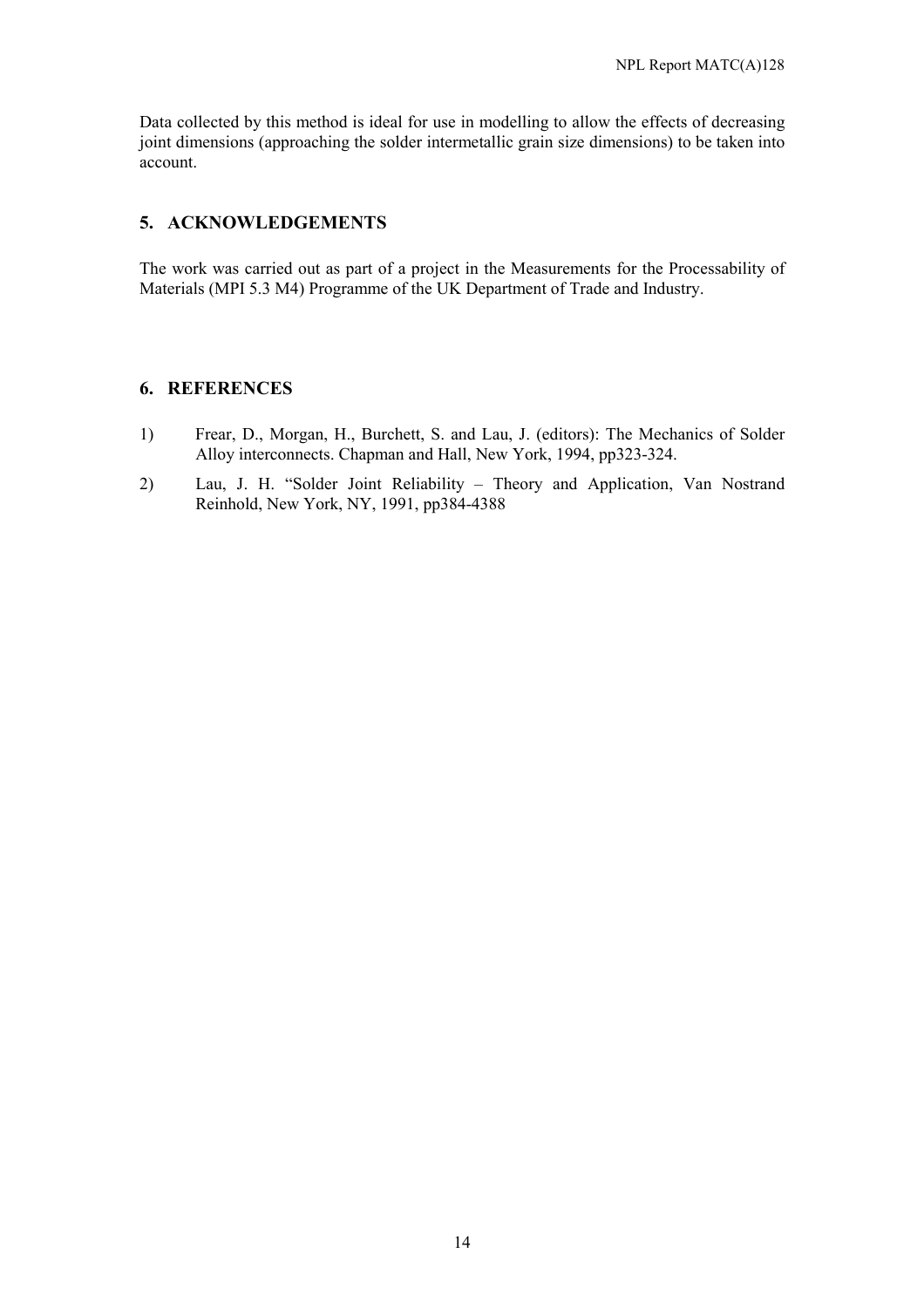Data collected by this method is ideal for use in modelling to allow the effects of decreasing joint dimensions (approaching the solder intermetallic grain size dimensions) to be taken into account.

## 5. ACKNOWLEDGEMENTS

The work was carried out as part of a project in the Measurements for the Processability of Materials (MPI 5.3 M4) Programme of the UK Department of Trade and Industry.

## 6. REFERENCES

1) Frear, D., Morgan, H., Burchett, S. and Lau, J. (editors): The Mechanics of Solder Alloy interconnects. Chapman and Hall, New York, 1994, pp323-324.

2) Lau, J. H. "Solder Joint Reliability – Theory and Application, Van Nostrand Reinhold, New York, NY, 1991, pp384-4388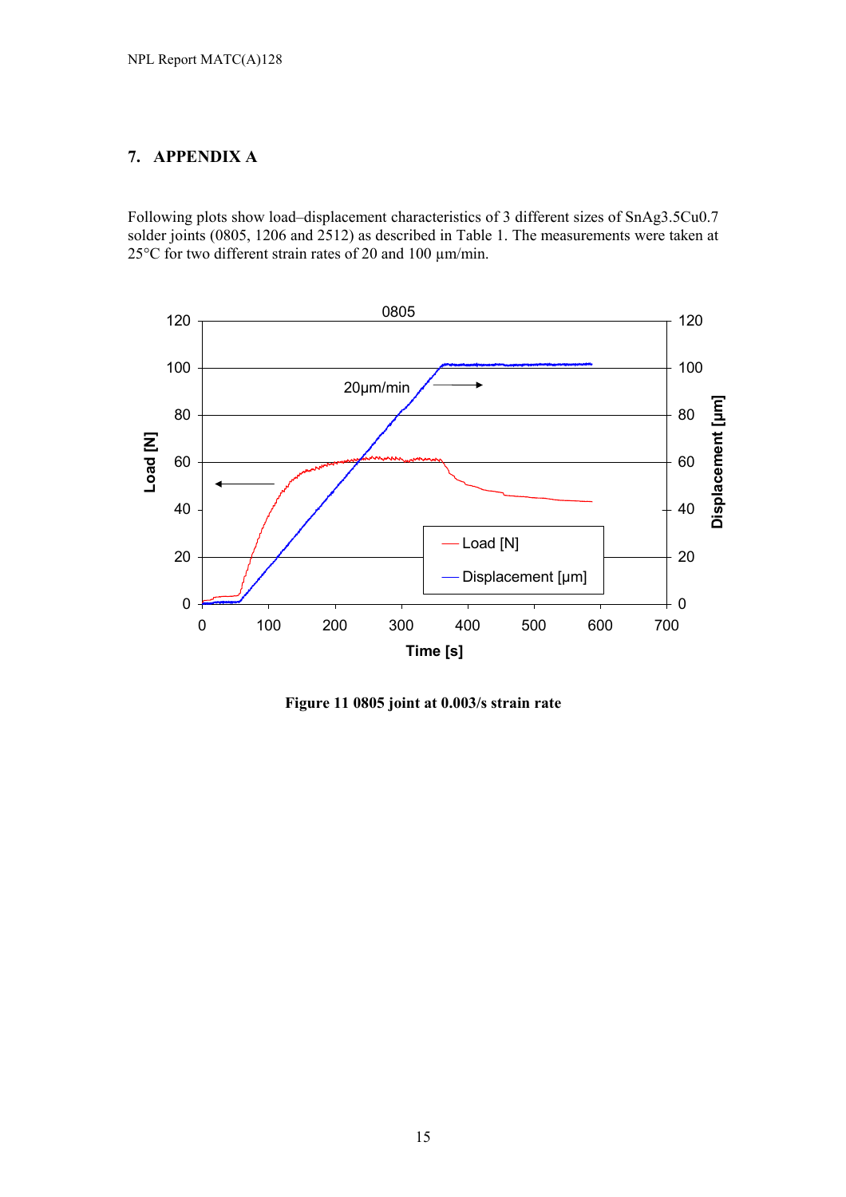# 7. APPENDIX A

Following plots show load–displacement characteristics of 3 different sizes of SnAg3.5Cu0.7 solder joints (0805, 1206 and 2512) as described in Table 1. The measurements were taken at 25°C for two different strain rates of 20 and 100 µm/min.

**Figure 11 0805 joint at 0.003/s strain rate**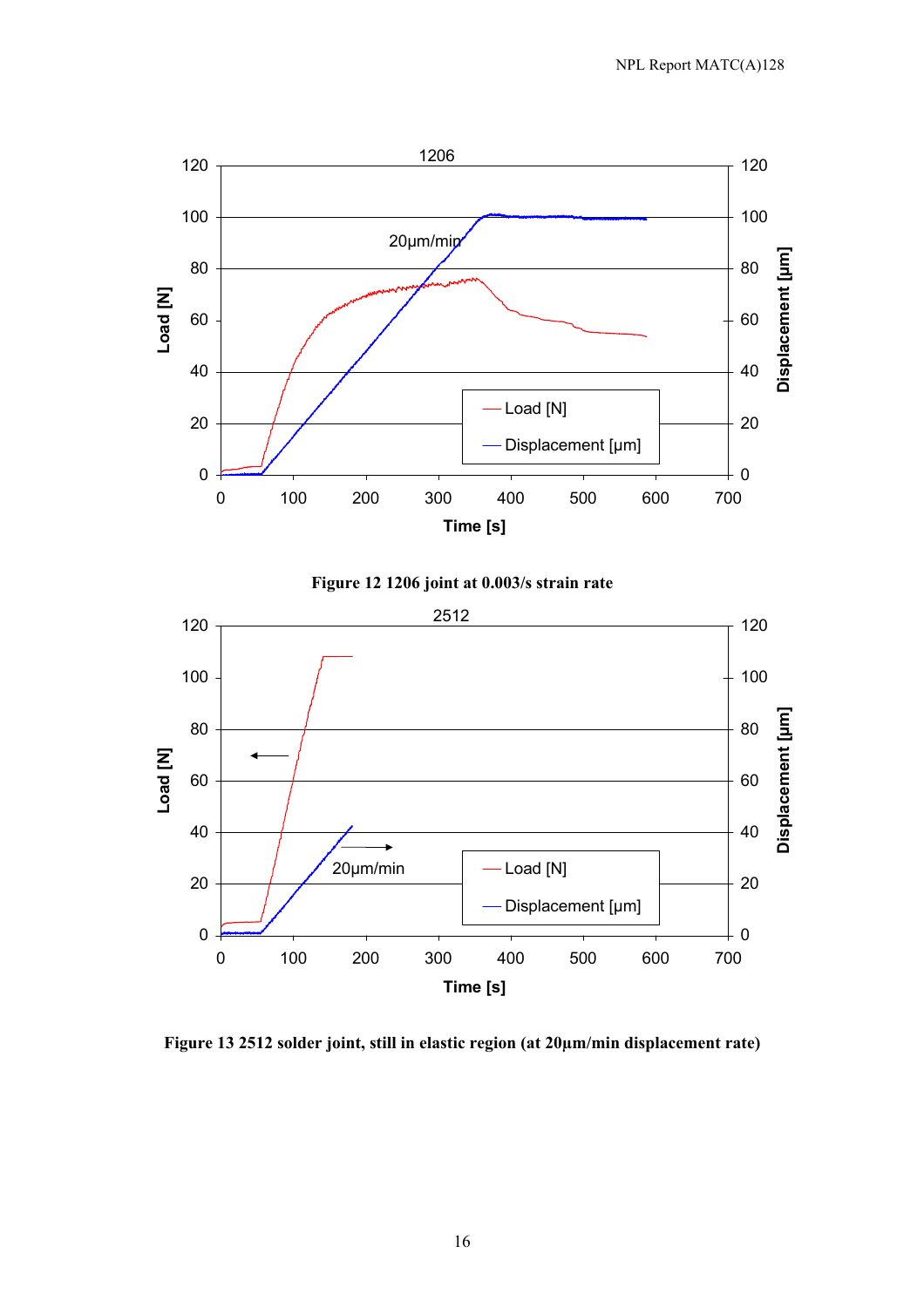Figure 12 1206 joint at 0.003/s strain rate

Figure 13 2512 solder joint, still in elastic region (at 20µm/min displacement rate)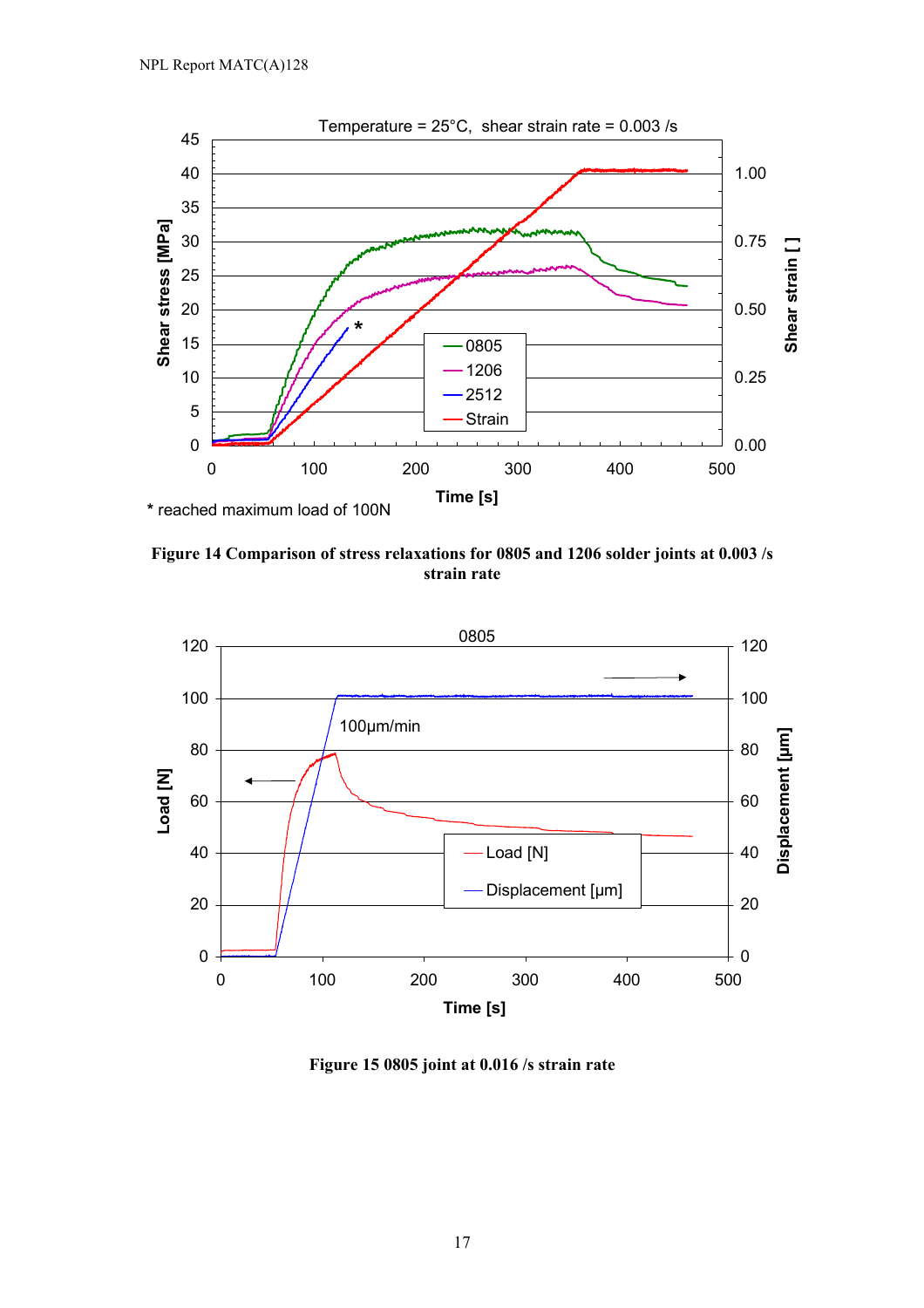Temperature = 25°C, shear strain rate = 0.003 /s

* reached maximum load of 100N

**Figure 14 Comparison of stress relaxations for 0805 and 1206 solder joints at 0.003 /s strain rate**

**Figure 15 0805 joint at 0.016 /s strain rate**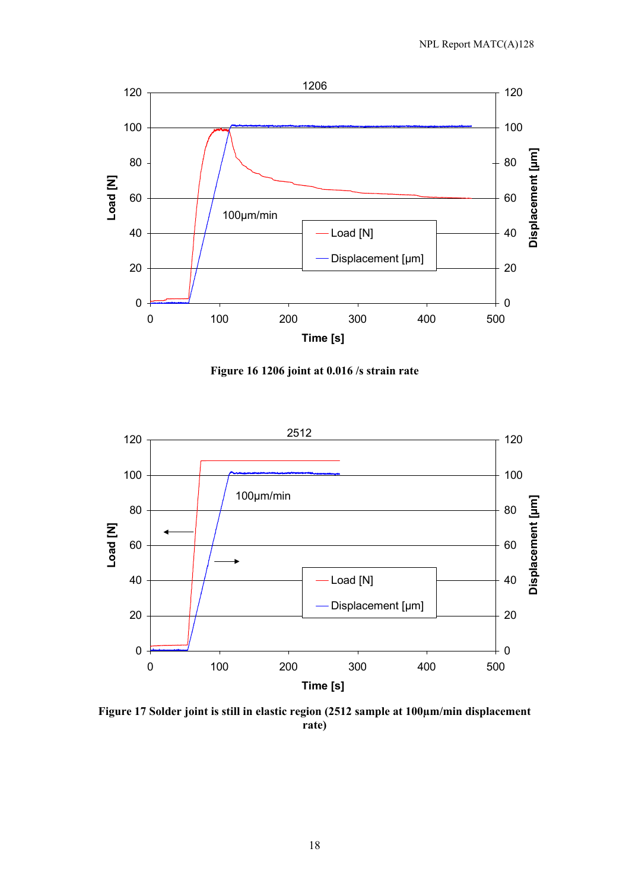Figure 16 1206 joint at 0.016 /s strain rate

Figure 17 Solder joint is still in elastic region (2512 sample at 100µm/min displacement rate)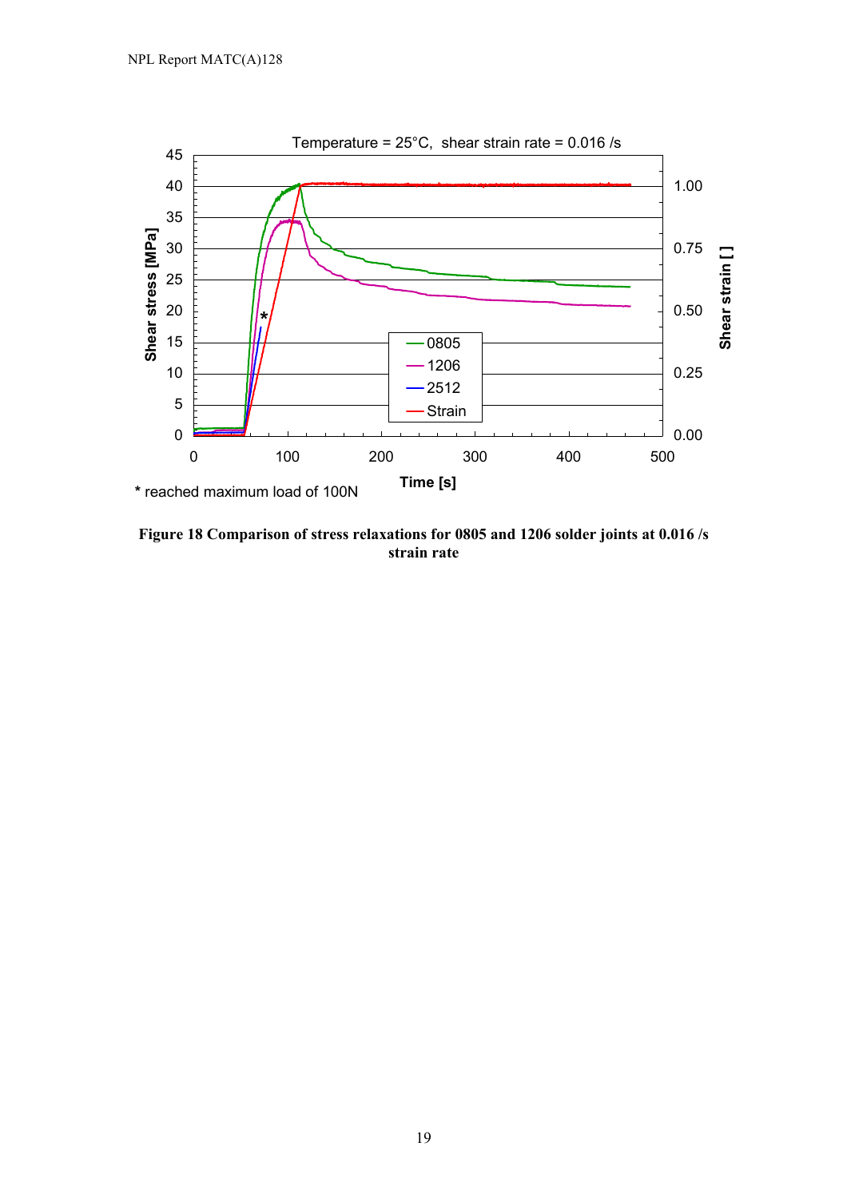* reached maximum load of 100N

**Figure 18 Comparison of stress relaxations for 0805 and 1206 solder joints at 0.016 /s strain rate**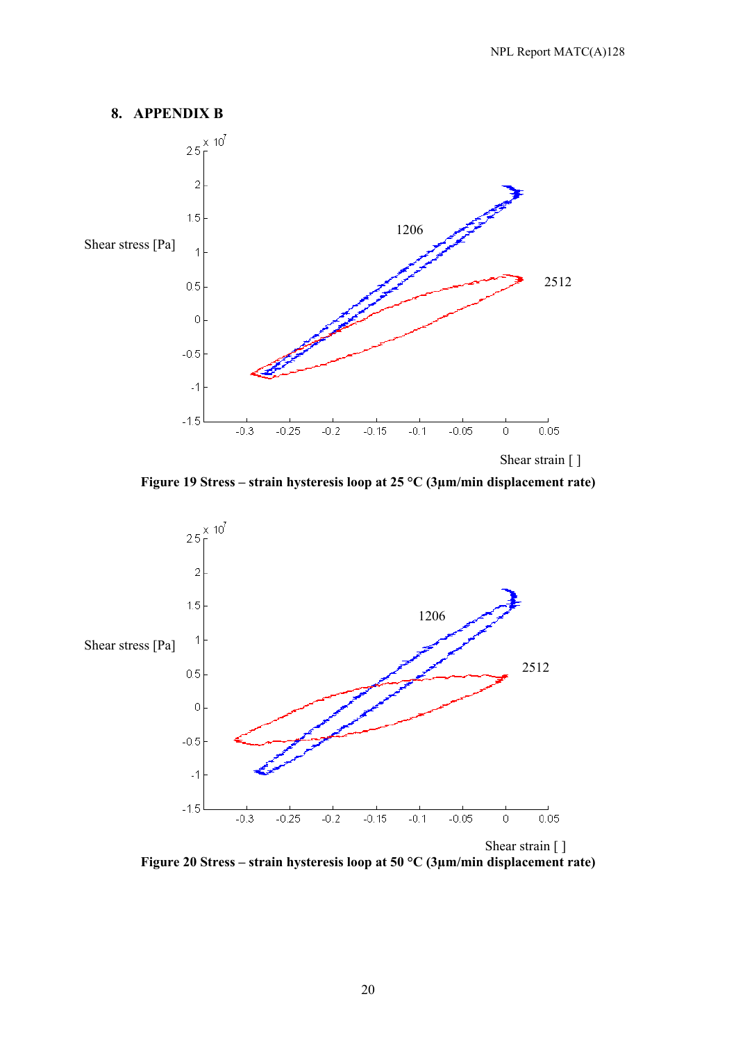# 8. APPENDIX B

**Figure 19 Stress – strain hysteresis loop at 25 °C (3µm/min displacement rate)**

**Figure 20 Stress – strain hysteresis loop at 50 °C (3µm/min displacement rate)**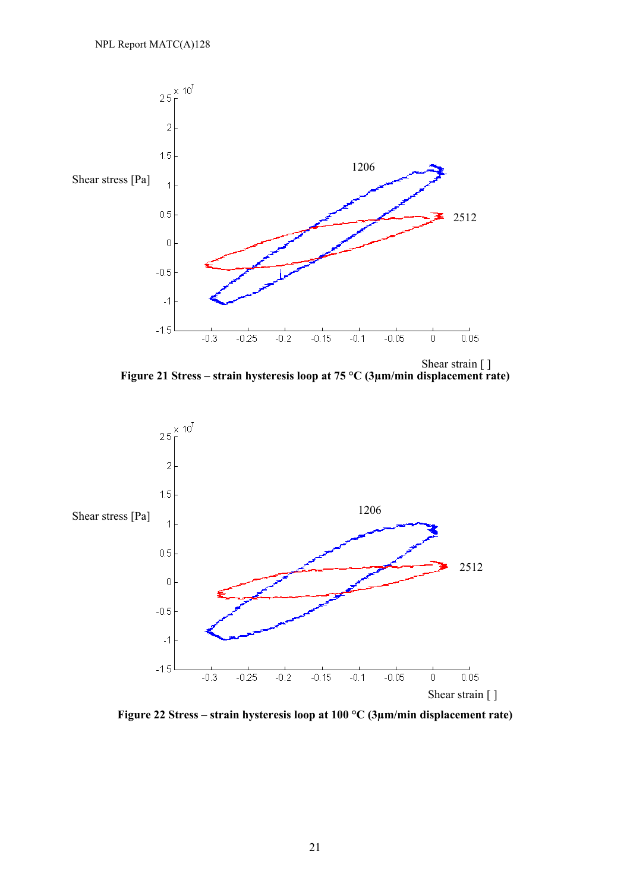x 10^7

2.5

2

1.5

Shear stress [Pa]

1

0.5

0

-0.5

-1

-1.5

1206

2512

-0.3 -0.25 -0.2 -0.15 -0.1 -0.05 0 0.05

Shear strain [ ]

**Figure 21 Stress – strain hysteresis loop at 75 °C (3µm/min displacement rate)**

x 10^7

2.5

2

1.5

Shear stress [Pa]

1

0.5

0

-0.5

-1

-1.5

1206

2512

-0.3 -0.25 -0.2 -0.15 -0.1 -0.05 0 0.05

Shear strain [ ]

**Figure 22 Stress – strain hysteresis loop at 100 °C (3µm/min displacement rate)**